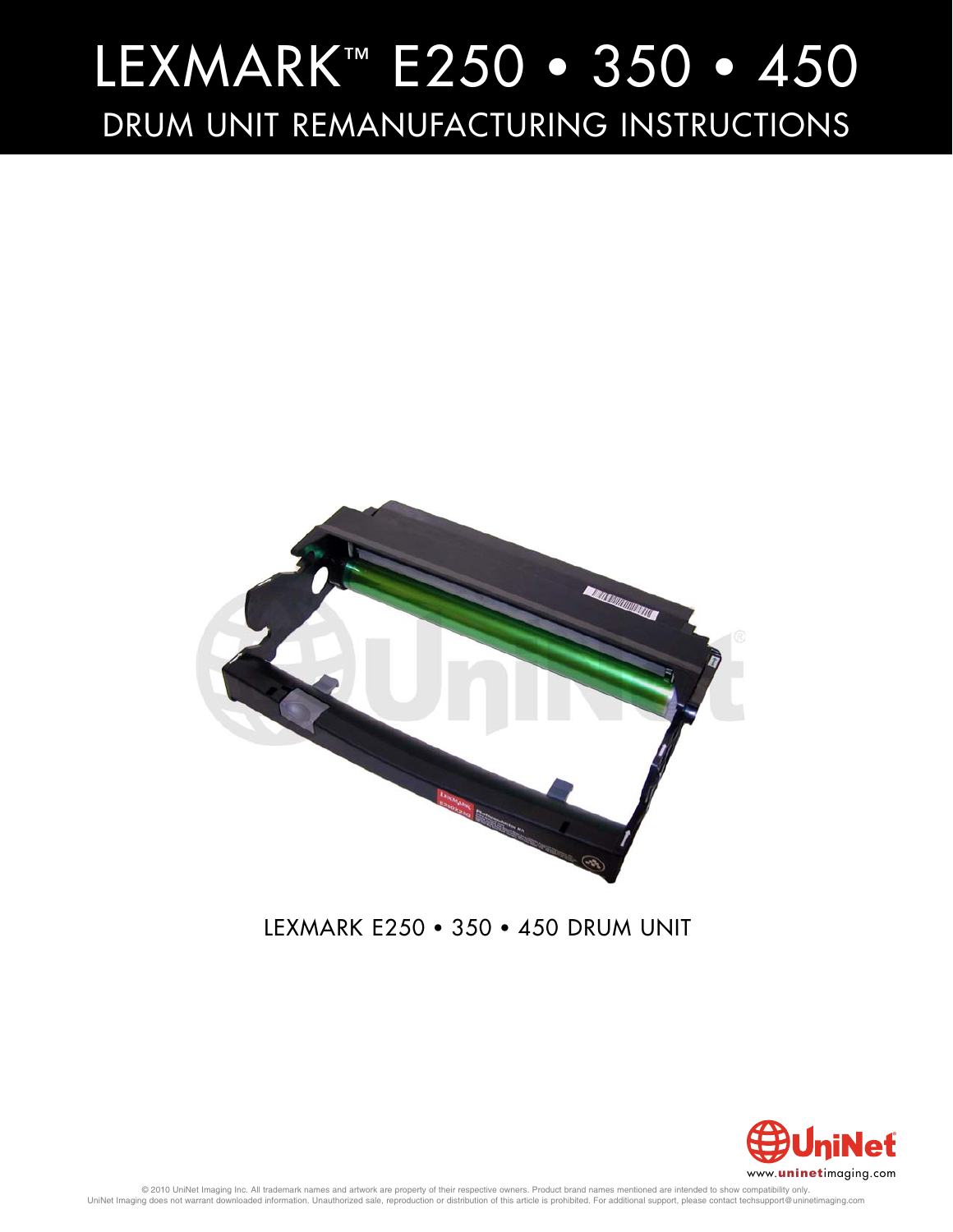# LEXMARK™ E250 • 350 • 450

## DRUM UNIT REMANUFACTURING INSTRUCTIONS

LEXMARK E250 • 350 • 450 DRUM UNIT

www.uninetimaging.com

© 2010 UniNet Imaging Inc. All trademark names and artwork are property of their respective owners. Product brand names mentioned are intended to show compatibility only. UniNet Imaging does not warrant downloaded information. Unauthorized sale, reproduction or distribution of this article is prohibited. For additional support, please contact techsupport@uninetimaging.com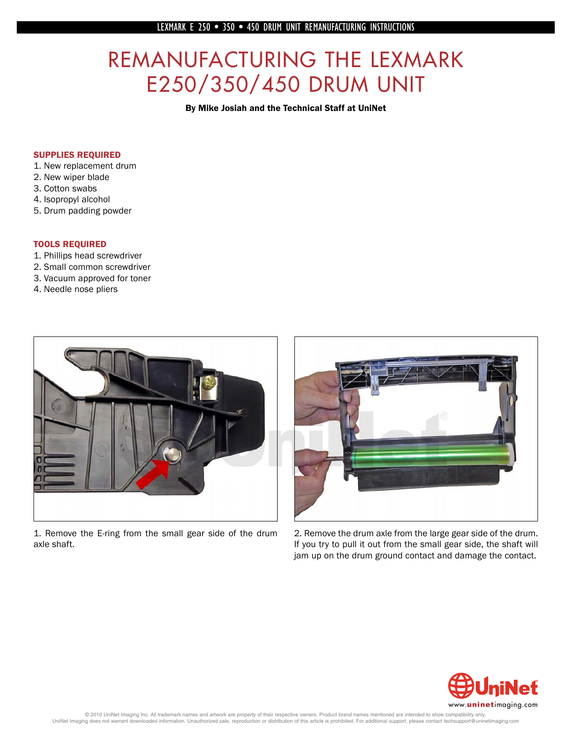# REMANUFACTURING THE LEXMARK E250/350/450 DRUM UNIT

**By Mike Josiah and the Technical Staff at UniNet**

### SUPPLIES REQUIRED

1. New replacement drum
2. New wiper blade
3. Cotton swabs
4. Isopropyl alcohol
5. Drum padding powder

### TOOLS REQUIRED

1. Phillips head screwdriver
2. Small common screwdriver
3. Vacuum approved for toner
4. Needle nose pliers

1. Remove the E-ring from the small gear side of the drum axle shaft.

2. Remove the drum axle from the large gear side of the drum. If you try to pull it out from the small gear side, the shaft will jam up on the drum ground contact and damage the contact.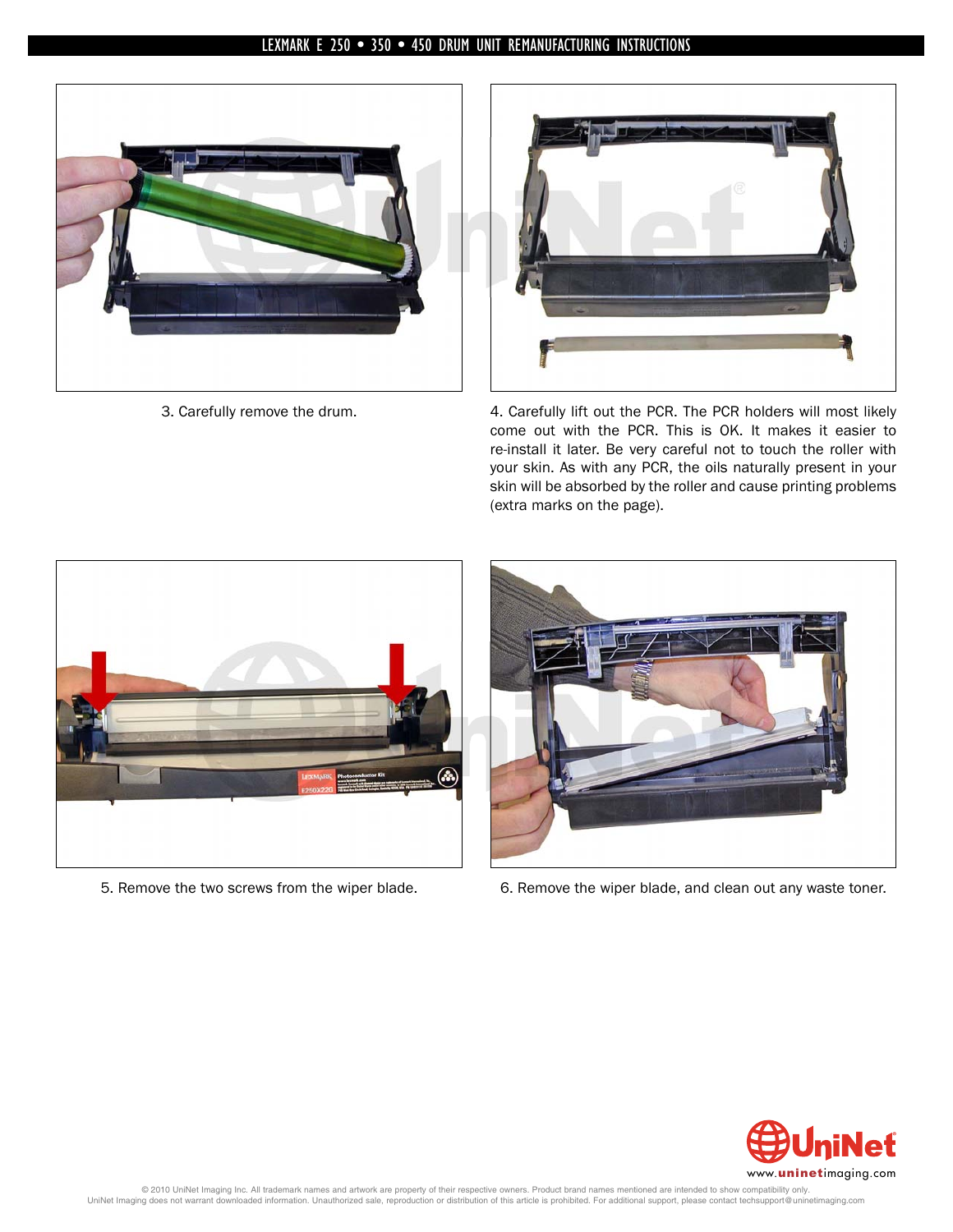3. Carefully remove the drum.

4. Carefully lift out the PCR. The PCR holders will most likely come out with the PCR. This is OK. It makes it easier to re-install it later. Be very careful not to touch the roller with your skin. As with any PCR, the oils naturally present in your skin will be absorbed by the roller and cause printing problems (extra marks on the page).

5. Remove the two screws from the wiper blade.

6. Remove the wiper blade, and clean out any waste toner.

© 2010 UniNet Imaging Inc. All trademark names and artwork are property of their respective owners. Product brand names mentioned are intended to show compatibility only. UniNet Imaging does not warrant downloaded information. Unauthorized sale, reproduction or distribution of this article is prohibited. For additional support, please contact techsupport@uninetimaging.com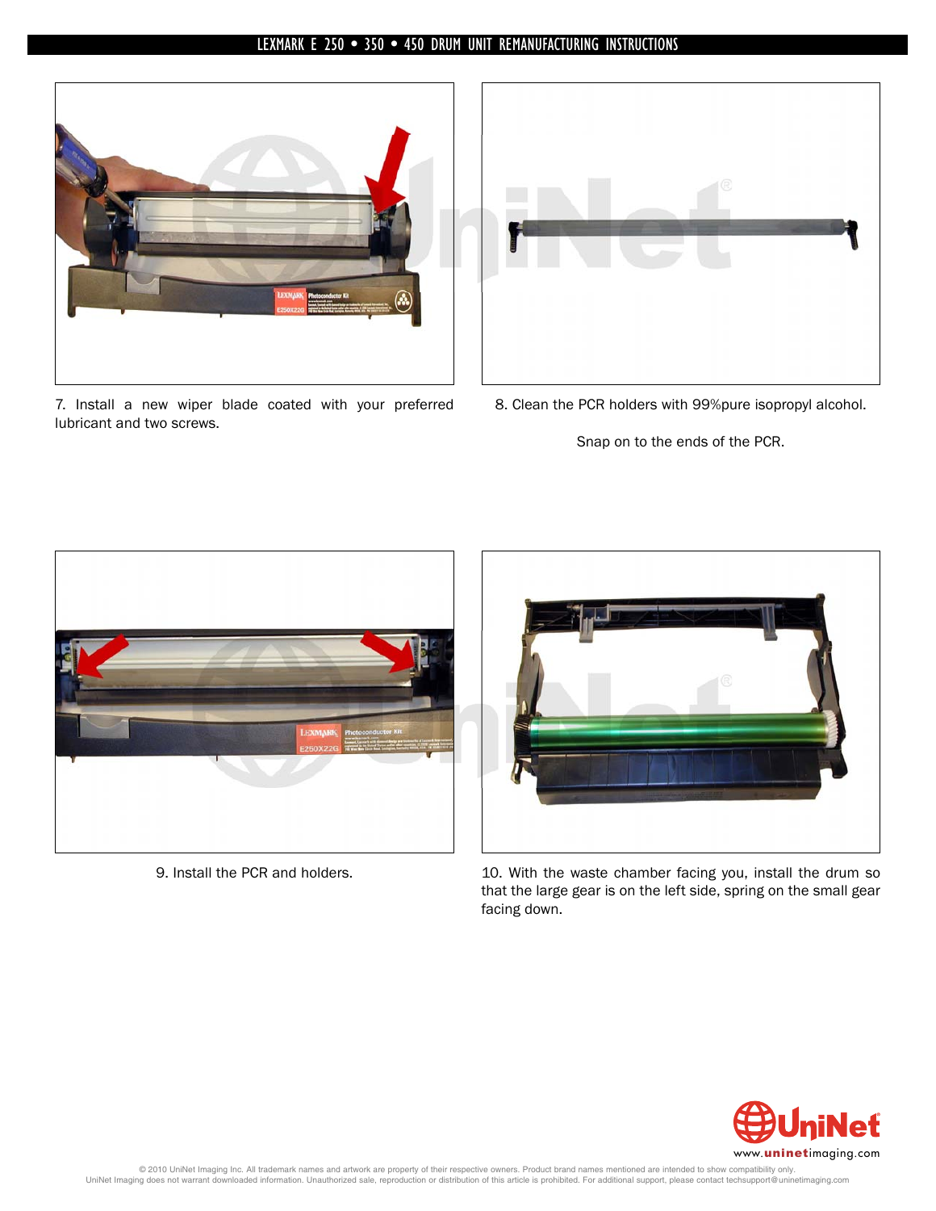7. Install a new wiper blade coated with your preferred lubricant and two screws.

8. Clean the PCR holders with 99%pure isopropyl alcohol.

Snap on to the ends of the PCR.

9. Install the PCR and holders.

10. With the waste chamber facing you, install the drum so that the large gear is on the left side, spring on the small gear facing down.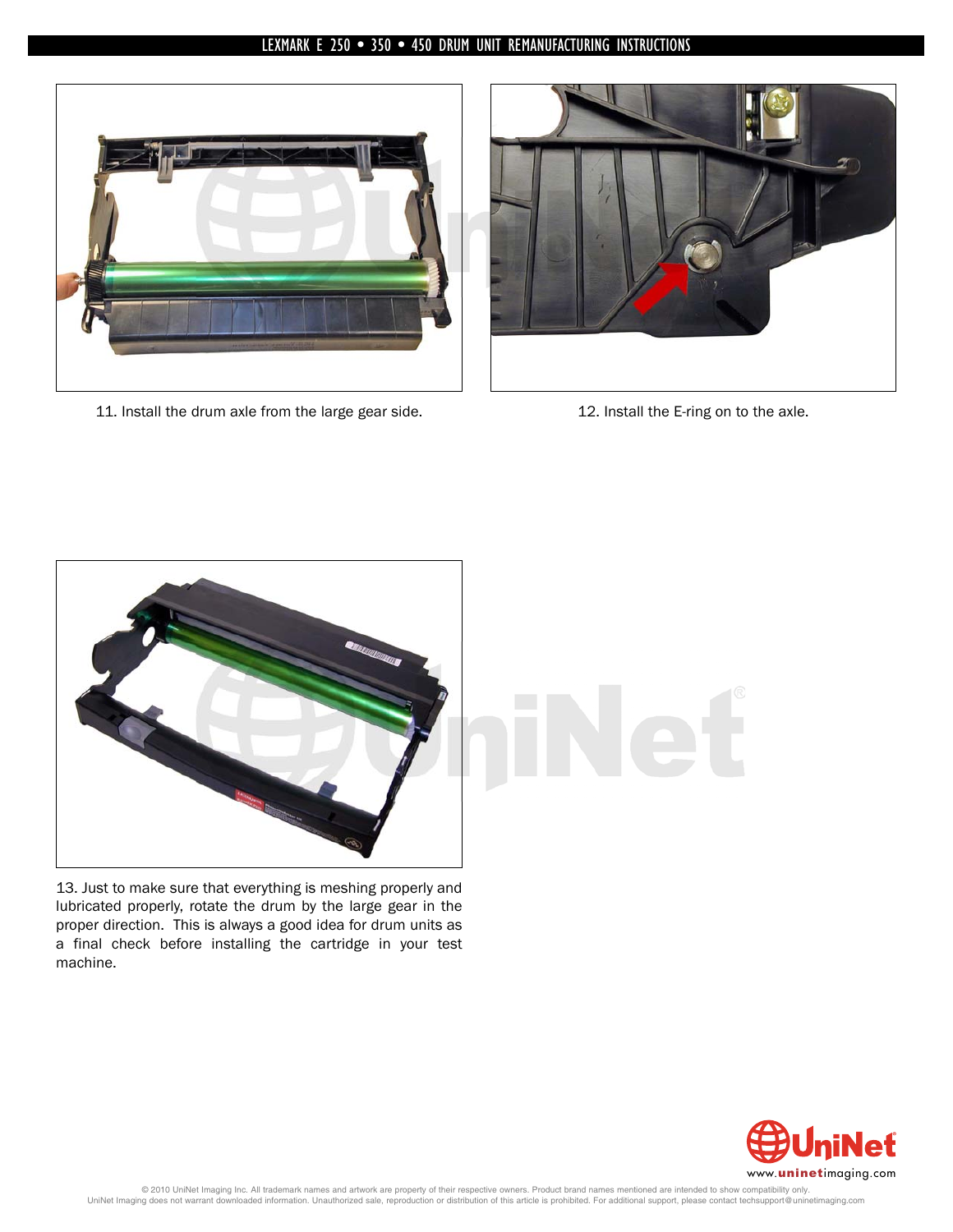11. Install the drum axle from the large gear side.

12. Install the E-ring on to the axle.

13. Just to make sure that everything is meshing properly and lubricated properly, rotate the drum by the large gear in the proper direction. This is always a good idea for drum units as a final check before installing the cartridge in your test machine.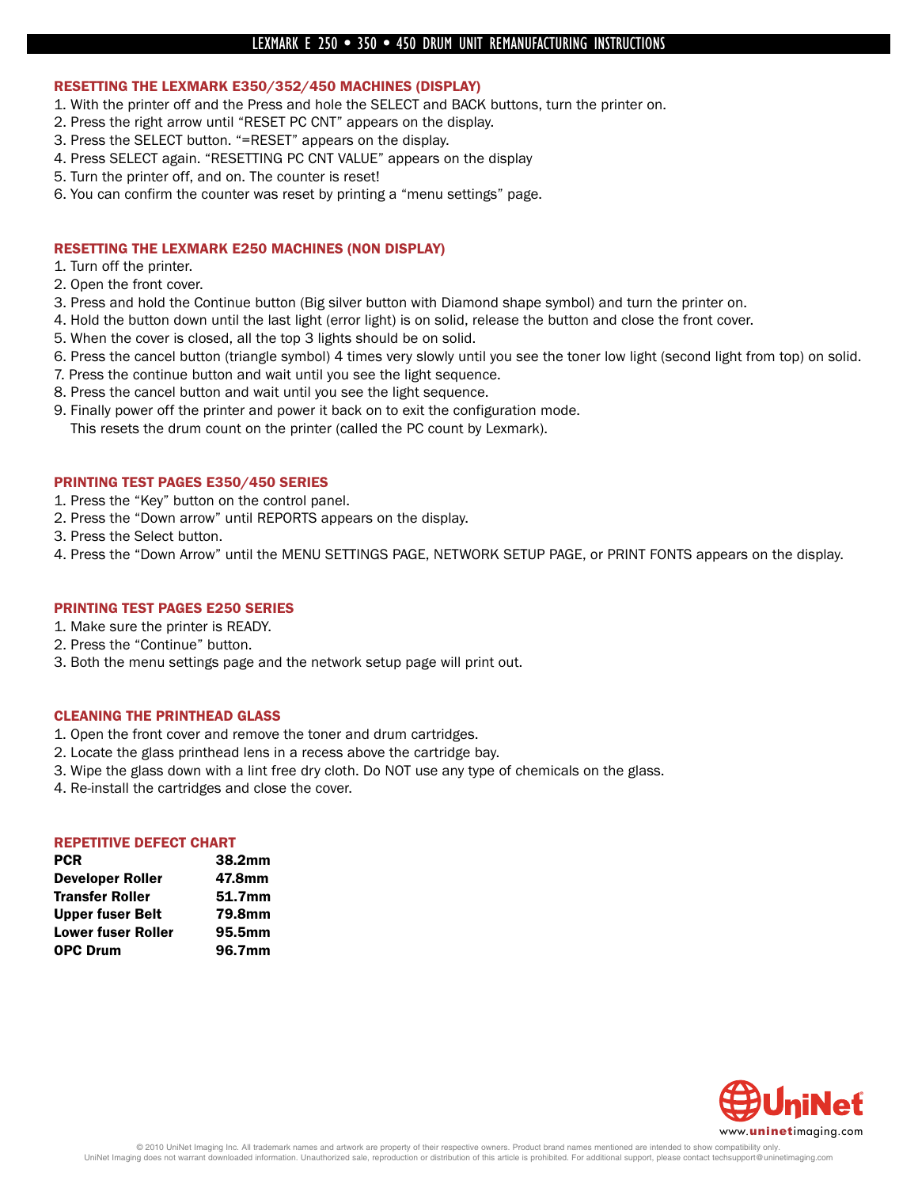## RESETTING THE LEXMARK E350/352/450 MACHINES (DISPLAY)

1. With the printer off and the Press and hole the SELECT and BACK buttons, turn the printer on.
2. Press the right arrow until “RESET PC CNT” appears on the display.
3. Press the SELECT button. “=RESET” appears on the display.
4. Press SELECT again. “RESETTING PC CNT VALUE” appears on the display
5. Turn the printer off, and on. The counter is reset!
6. You can confirm the counter was reset by printing a “menu settings” page.

## RESETTING THE LEXMARK E250 MACHINES (NON DISPLAY)

1. Turn off the printer.
2. Open the front cover.
3. Press and hold the Continue button (Big silver button with Diamond shape symbol) and turn the printer on.
4. Hold the button down until the last light (error light) is on solid, release the button and close the front cover.
5. When the cover is closed, all the top 3 lights should be on solid.
6. Press the cancel button (triangle symbol) 4 times very slowly until you see the toner low light (second light from top) on solid.
7. Press the continue button and wait until you see the light sequence.
8. Press the cancel button and wait until you see the light sequence.
9. Finally power off the printer and power it back on to exit the configuration mode.
   This resets the drum count on the printer (called the PC count by Lexmark).

## PRINTING TEST PAGES E350/450 SERIES

1. Press the “Key” button on the control panel.
2. Press the “Down arrow” until REPORTS appears on the display.
3. Press the Select button.
4. Press the “Down Arrow” until the MENU SETTINGS PAGE, NETWORK SETUP PAGE, or PRINT FONTS appears on the display.

## PRINTING TEST PAGES E250 SERIES

1. Make sure the printer is READY.
2. Press the “Continue” button.
3. Both the menu settings page and the network setup page will print out.

## CLEANING THE PRINTHEAD GLASS

1. Open the front cover and remove the toner and drum cartridges.
2. Locate the glass printhead lens in a recess above the cartridge bay.
3. Wipe the glass down with a lint free dry cloth. Do NOT use any type of chemicals on the glass.
4. Re-install the cartridges and close the cover.

## REPETITIVE DEFECT CHART

| | |
|---|---|
| **PCR** | **38.2mm** |
| **Developer Roller** | **47.8mm** |
| **Transfer Roller** | **51.7mm** |
| **Upper fuser Belt** | **79.8mm** |
| **Lower fuser Roller** | **95.5mm** |
| **OPC Drum** | **96.7mm** |

UniNet
www.uninetimaging.com

© 2010 UniNet Imaging Inc. All trademark names and artwork are property of their respective owners. Product brand names mentioned are intended to show compatibility only.
UniNet Imaging does not warrant downloaded information. Unauthorized sale, reproduction or distribution of this article is prohibited. For additional support, please contact techsupport@uninetimaging.com